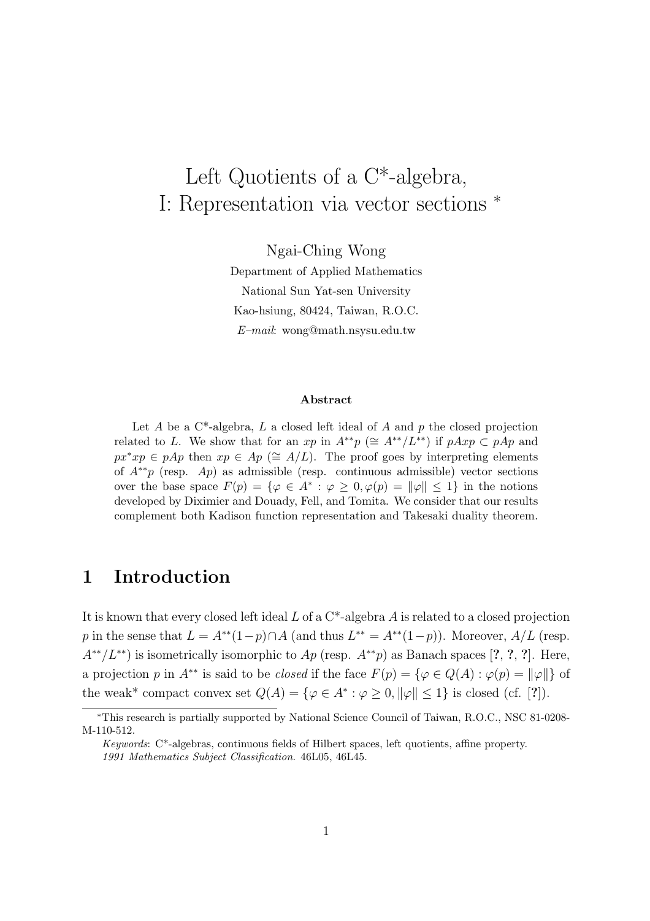# Left Quotients of a C*-algebra, I: Representation via vector sections *

Ngai-Ching Wong

Department of Applied Mathematics

National Sun Yat-sen University

Kao-hsiung, 80424, Taiwan, R.O.C.

*E–mail*: wong@math.nsysu.edu.tw

### Abstract

Let $A$ be a C*-algebra, $L$ a closed left ideal of $A$ and $p$ the closed projection related to $L$. We show that for an $xp$ in $A^{**}p$ ($\cong A^{**}/L^{**}$) if $pAxp \subset pAp$ and $px^*xp \in pAp$ then $xp \in Ap$ ($\cong A/L$). The proof goes by interpreting elements of $A^{**}p$ (resp. $Ap$) as admissible (resp. continuous admissible) vector sections over the base space $F(p) = \{\varphi \in A^* : \varphi \geq 0, \varphi(p) = \|\varphi\| \leq 1\}$ in the notions developed by Diximier and Douady, Fell, and Tomita. We consider that our results complement both Kadison function representation and Takesaki duality theorem.

## 1 Introduction

It is known that every closed left ideal $L$ of a C*-algebra $A$ is related to a closed projection $p$ in the sense that $L = A^{**}(1-p) \cap A$ (and thus $L^{**} = A^{**}(1-p)$). Moreover, $A/L$ (resp. $A^{**}/L^{**}$) is isometrically isomorphic to $Ap$ (resp. $A^{**}p$) as Banach spaces [?, ?, ?]. Here, a projection $p$ in $A^{**}$ is said to be *closed* if the face $F(p) = \{\varphi \in Q(A) : \varphi(p) = \|\varphi\|\}$ of the weak* compact convex set $Q(A) = \{\varphi \in A^* : \varphi \geq 0, \|\varphi\| \leq 1\}$ is closed (cf. [?]).

*This research is partially supported by National Science Council of Taiwan, R.O.C., NSC 81-0208-M-110-512.

*Keywords*: C*-algebras, continuous fields of Hilbert spaces, left quotients, affine property.

*1991 Mathematics Subject Classification*. 46L05, 46L45.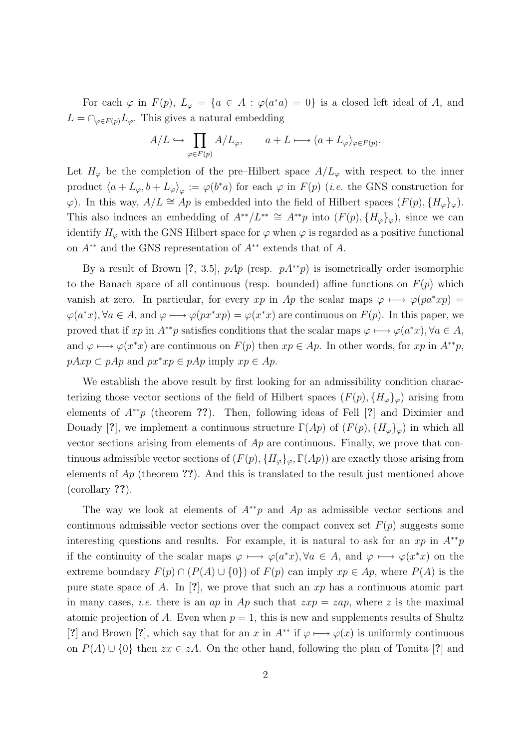For each $\varphi$ in $F(p)$, $L_\varphi = \{a \in A : \varphi(a^*a) = 0\}$ is a closed left ideal of $A$, and $L = \cap_{\varphi \in F(p)} L_\varphi$. This gives a natural embedding

$$A/L \hookrightarrow \prod_{\varphi \in F(p)} A/L_\varphi, \qquad a + L \longmapsto (a + L_\varphi)_{\varphi \in F(p)}.$$

Let $H_\varphi$ be the completion of the pre–Hilbert space $A/L_\varphi$ with respect to the inner product $\langle a + L_\varphi, b + L_\varphi \rangle_\varphi := \varphi(b^*a)$ for each $\varphi$ in $F(p)$ (*i.e.* the GNS construction for $\varphi$). In this way, $A/L \cong Ap$ is embedded into the field of Hilbert spaces $(F(p), \{H_\varphi\}_\varphi)$. This also induces an embedding of $A^{**}/L^{**} \cong A^{**}p$ into $(F(p), \{H_\varphi\}_\varphi)$, since we can identify $H_\varphi$ with the GNS Hilbert space for $\varphi$ when $\varphi$ is regarded as a positive functional on $A^{**}$ and the GNS representation of $A^{**}$ extends that of $A$.

By a result of Brown [?, 3.5], $pAp$ (resp. $pA^{**}p$) is isometrically order isomorphic to the Banach space of all continuous (resp. bounded) affine functions on $F(p)$ which vanish at zero. In particular, for every $xp$ in $Ap$ the scalar maps $\varphi \longmapsto \varphi(pa^*xp) = \varphi(a^*x), \forall a \in A$, and $\varphi \longmapsto \varphi(px^*xp) = \varphi(x^*x)$ are continuous on $F(p)$. In this paper, we proved that if $xp$ in $A^{**}p$ satisfies conditions that the scalar maps $\varphi \longmapsto \varphi(a^*x), \forall a \in A$, and $\varphi \longmapsto \varphi(x^*x)$ are continuous on $F(p)$ then $xp \in Ap$. In other words, for $xp$ in $A^{**}p$, $pAxp \subset pAp$ and $px^*xp \in pAp$ imply $xp \in Ap$.

We establish the above result by first looking for an admissibility condition characterizing those vector sections of the field of Hilbert spaces $(F(p), \{H_\varphi\}_\varphi)$ arising from elements of $A^{**}p$ (theorem **??**). Then, following ideas of Fell [?] and Diximier and Douady [?], we implement a continuous structure $\Gamma(Ap)$ of $(F(p), \{H_\varphi\}_\varphi)$ in which all vector sections arising from elements of $Ap$ are continuous. Finally, we prove that continuous admissible vector sections of $(F(p), \{H_\varphi\}_\varphi, \Gamma(Ap))$ are exactly those arising from elements of $Ap$ (theorem **??**). And this is translated to the result just mentioned above (corollary **??**).

The way we look at elements of $A^{**}p$ and $Ap$ as admissible vector sections and continuous admissible vector sections over the compact convex set $F(p)$ suggests some interesting questions and results. For example, it is natural to ask for an $xp$ in $A^{**}p$ if the continuity of the scalar maps $\varphi \longmapsto \varphi(a^*x), \forall a \in A$, and $\varphi \longmapsto \varphi(x^*x)$ on the extreme boundary $F(p) \cap (P(A) \cup \{0\})$ of $F(p)$ can imply $xp \in Ap$, where $P(A)$ is the pure state space of $A$. In [?], we prove that such an $xp$ has a continuous atomic part in many cases, *i.e.* there is an $ap$ in $Ap$ such that $zxp = zap$, where $z$ is the maximal atomic projection of $A$. Even when $p = 1$, this is new and supplements results of Shultz [?] and Brown [?], which say that for an $x$ in $A^{**}$ if $\varphi \longmapsto \varphi(x)$ is uniformly continuous on $P(A) \cup \{0\}$ then $zx \in zA$. On the other hand, following the plan of Tomita [?] and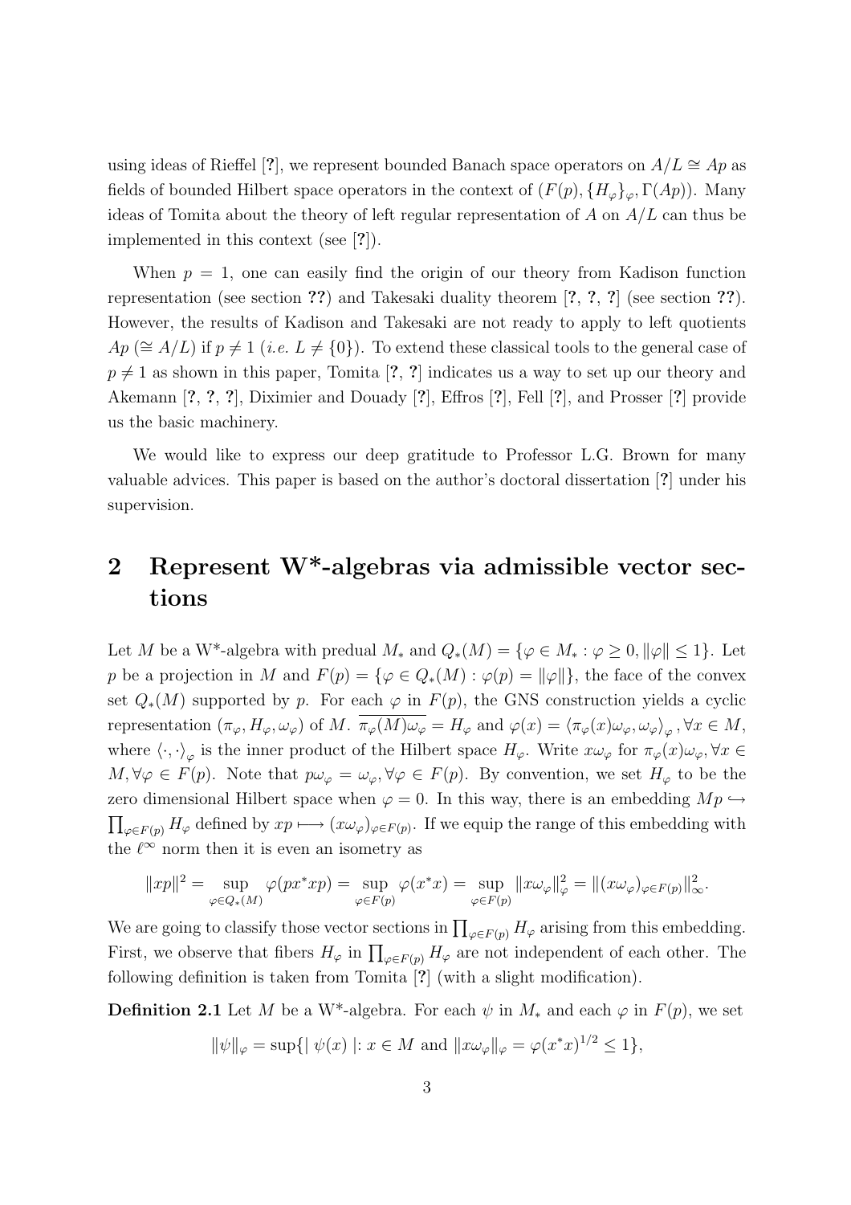using ideas of Rieffel [?], we represent bounded Banach space operators on $A/L \cong Ap$ as fields of bounded Hilbert space operators in the context of $(F(p), \{H_\varphi\}_\varphi, \Gamma(Ap))$. Many ideas of Tomita about the theory of left regular representation of $A$ on $A/L$ can thus be implemented in this context (see [?]).

When $p = 1$, one can easily find the origin of our theory from Kadison function representation (see section **??**) and Takesaki duality theorem [?, ?, ?] (see section **??**). However, the results of Kadison and Takesaki are not ready to apply to left quotients $Ap$ ($\cong A/L$) if $p \neq 1$ (*i.e.* $L \neq \{0\}$). To extend these classical tools to the general case of $p \neq 1$ as shown in this paper, Tomita [?, ?] indicates us a way to set up our theory and Akemann [?, ?, ?], Diximier and Douady [?], Effros [?], Fell [?], and Prosser [?] provide us the basic machinery.

We would like to express our deep gratitude to Professor L.G. Brown for many valuable advices. This paper is based on the author's doctoral dissertation [?] under his supervision.

## 2 Represent W*-algebras via admissible vector sections

Let $M$ be a W*-algebra with predual $M_*$ and $Q_*(M) = \{\varphi \in M_* : \varphi \geq 0, \|\varphi\| \leq 1\}$. Let $p$ be a projection in $M$ and $F(p) = \{\varphi \in Q_*(M) : \varphi(p) = \|\varphi\|\}$, the face of the convex set $Q_*(M)$ supported by $p$. For each $\varphi$ in $F(p)$, the GNS construction yields a cyclic representation $(\pi_\varphi, H_\varphi, \omega_\varphi)$ of $M$. $\overline{\pi_\varphi(M)\omega_\varphi} = H_\varphi$ and $\varphi(x) = \langle \pi_\varphi(x)\omega_\varphi, \omega_\varphi \rangle_\varphi, \forall x \in M$, where $\langle \cdot, \cdot \rangle_\varphi$ is the inner product of the Hilbert space $H_\varphi$. Write $x\omega_\varphi$ for $\pi_\varphi(x)\omega_\varphi, \forall x \in M, \forall \varphi \in F(p)$. Note that $p\omega_\varphi = \omega_\varphi, \forall \varphi \in F(p)$. By convention, we set $H_\varphi$ to be the zero dimensional Hilbert space when $\varphi = 0$. In this way, there is an embedding $Mp \hookrightarrow \prod_{\varphi \in F(p)} H_\varphi$ defined by $xp \longmapsto (x\omega_\varphi)_{\varphi \in F(p)}$. If we equip the range of this embedding with the $\ell^\infty$ norm then it is even an isometry as

$$\|xp\|^2 = \sup_{\varphi \in Q_*(M)} \varphi(px^*xp) = \sup_{\varphi \in F(p)} \varphi(x^*x) = \sup_{\varphi \in F(p)} \|x\omega_\varphi\|_\varphi^2 = \|(x\omega_\varphi)_{\varphi \in F(p)}\|_\infty^2.$$

We are going to classify those vector sections in $\prod_{\varphi \in F(p)} H_\varphi$ arising from this embedding. First, we observe that fibers $H_\varphi$ in $\prod_{\varphi \in F(p)} H_\varphi$ are not independent of each other. The following definition is taken from Tomita [?] (with a slight modification).

**Definition 2.1** Let $M$ be a W*-algebra. For each $\psi$ in $M_*$ and each $\varphi$ in $F(p)$, we set

$$\|\psi\|_\varphi = \sup\{|\ \psi(x)\ | : x \in M \text{ and } \|x\omega_\varphi\|_\varphi = \varphi(x^*x)^{1/2} \leq 1\},$$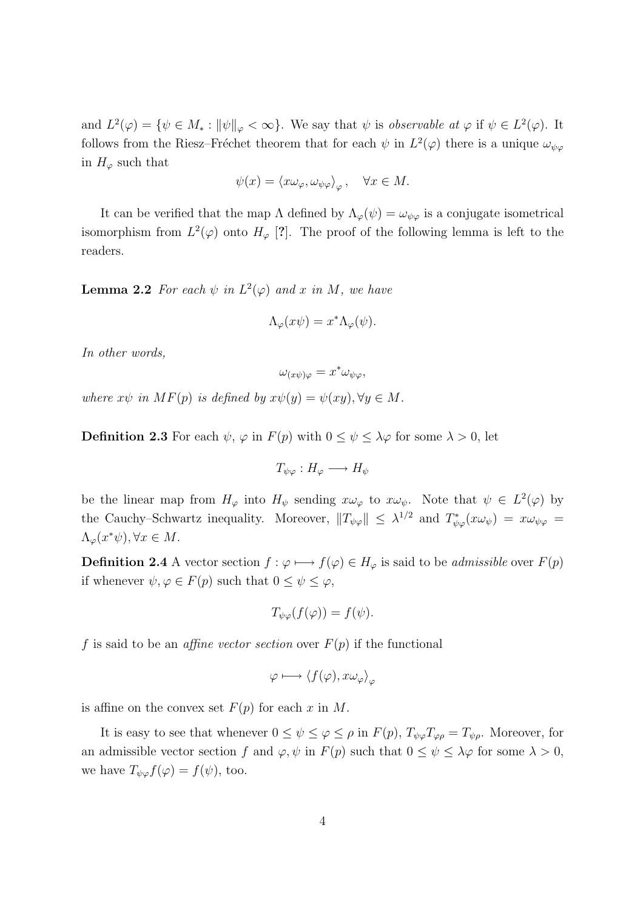and $L^2(\varphi) = \{\psi \in M_* : \|\psi\|_\varphi < \infty\}$. We say that $\psi$ is *observable at* $\varphi$ if $\psi \in L^2(\varphi)$. It follows from the Riesz–Fréchet theorem that for each $\psi$ in $L^2(\varphi)$ there is a unique $\omega_{\psi\varphi}$ in $H_\varphi$ such that

$$\psi(x) = \langle x\omega_\varphi, \omega_{\psi\varphi}\rangle_\varphi, \quad \forall x \in M.$$

It can be verified that the map $\Lambda$ defined by $\Lambda_\varphi(\psi) = \omega_{\psi\varphi}$ is a conjugate isometrical isomorphism from $L^2(\varphi)$ onto $H_\varphi$ [?]. The proof of the following lemma is left to the readers.

**Lemma 2.2** *For each $\psi$ in $L^2(\varphi)$ and $x$ in $M$, we have*

$$\Lambda_\varphi(x\psi) = x^*\Lambda_\varphi(\psi).$$

*In other words,*

$$\omega_{(x\psi)\varphi} = x^*\omega_{\psi\varphi},$$

*where $x\psi$ in $MF(p)$ is defined by $x\psi(y) = \psi(xy), \forall y \in M$.*

**Definition 2.3** For each $\psi$, $\varphi$ in $F(p)$ with $0 \leq \psi \leq \lambda\varphi$ for some $\lambda > 0$, let

$$T_{\psi\varphi} : H_\varphi \longrightarrow H_\psi$$

be the linear map from $H_\varphi$ into $H_\psi$ sending $x\omega_\varphi$ to $x\omega_\psi$. Note that $\psi \in L^2(\varphi)$ by the Cauchy–Schwartz inequality. Moreover, $\|T_{\psi\varphi}\| \leq \lambda^{1/2}$ and $T^*_{\psi\varphi}(x\omega_\psi) = x\omega_{\psi\varphi} = \Lambda_\varphi(x^*\psi), \forall x \in M$.

**Definition 2.4** A vector section $f : \varphi \longmapsto f(\varphi) \in H_\varphi$ is said to be *admissible* over $F(p)$ if whenever $\psi, \varphi \in F(p)$ such that $0 \leq \psi \leq \varphi$,

$$T_{\psi\varphi}(f(\varphi)) = f(\psi).$$

$f$ is said to be an *affine vector section* over $F(p)$ if the functional

$$\varphi \longmapsto \langle f(\varphi), x\omega_\varphi\rangle_\varphi$$

is affine on the convex set $F(p)$ for each $x$ in $M$.

It is easy to see that whenever $0 \leq \psi \leq \varphi \leq \rho$ in $F(p)$, $T_{\psi\varphi}T_{\varphi\rho} = T_{\psi\rho}$. Moreover, for an admissible vector section $f$ and $\varphi, \psi$ in $F(p)$ such that $0 \leq \psi \leq \lambda\varphi$ for some $\lambda > 0$, we have $T_{\psi\varphi}f(\varphi) = f(\psi)$, too.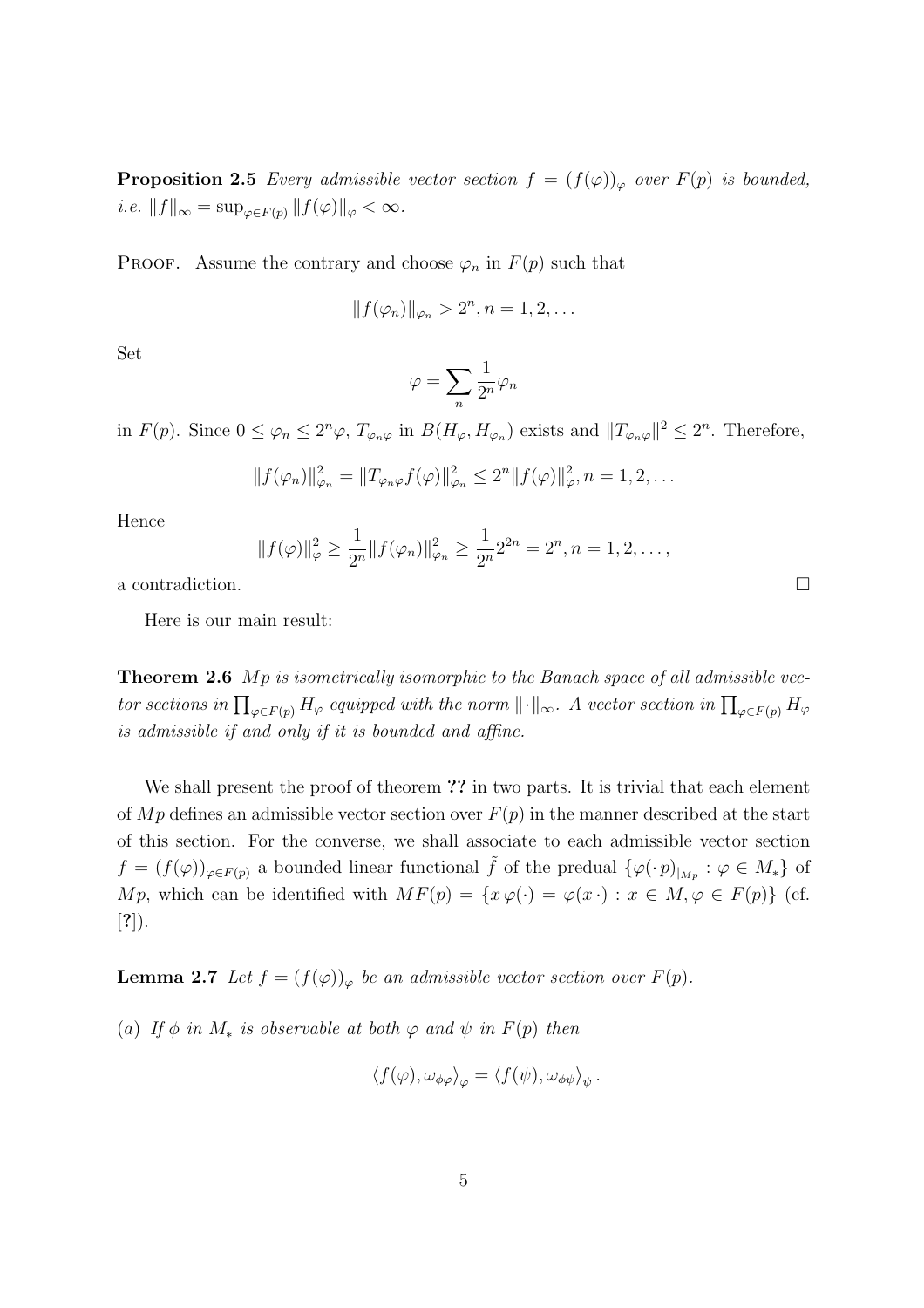**Proposition 2.5** *Every admissible vector section $f = (f(\varphi))_\varphi$ over $F(p)$ is bounded, i.e. $\|f\|_\infty = \sup_{\varphi \in F(p)} \|f(\varphi)\|_\varphi < \infty$.*

PROOF. Assume the contrary and choose $\varphi_n$ in $F(p)$ such that

$$\|f(\varphi_n)\|_{\varphi_n} > 2^n, n = 1, 2, \dots$$

Set

$$\varphi = \sum_n \frac{1}{2^n} \varphi_n$$

in $F(p)$. Since $0 \le \varphi_n \le 2^n \varphi$, $T_{\varphi_n \varphi}$ in $B(H_\varphi, H_{\varphi_n})$ exists and $\|T_{\varphi_n \varphi}\|^2 \le 2^n$. Therefore,

$$\|f(\varphi_n)\|_{\varphi_n}^2 = \|T_{\varphi_n \varphi} f(\varphi)\|_{\varphi_n}^2 \le 2^n \|f(\varphi)\|_\varphi^2, n = 1, 2, \dots$$

Hence

$$\|f(\varphi)\|_\varphi^2 \ge \frac{1}{2^n} \|f(\varphi_n)\|_{\varphi_n}^2 \ge \frac{1}{2^n} 2^{2n} = 2^n, n = 1, 2, \dots,$$

a contradiction. $\square$

Here is our main result:

**Theorem 2.6** *$Mp$ is isometrically isomorphic to the Banach space of all admissible vector sections in $\prod_{\varphi \in F(p)} H_\varphi$ equipped with the norm $\|\cdot\|_\infty$. A vector section in $\prod_{\varphi \in F(p)} H_\varphi$ is admissible if and only if it is bounded and affine.*

We shall present the proof of theorem **??** in two parts. It is trivial that each element of $Mp$ defines an admissible vector section over $F(p)$ in the manner described at the start of this section. For the converse, we shall associate to each admissible vector section $f = (f(\varphi))_{\varphi \in F(p)}$ a bounded linear functional $\tilde{f}$ of the predual $\{\varphi(\cdot\, p)_{|_{Mp}} : \varphi \in M_*\}$ of $Mp$, which can be identified with $MF(p) = \{x\, \varphi(\cdot) = \varphi(x\, \cdot) : x \in M, \varphi \in F(p)\}$ (cf. [**?**]).

**Lemma 2.7** *Let $f = (f(\varphi))_\varphi$ be an admissible vector section over $F(p)$.*

*(a) If $\phi$ in $M_*$ is observable at both $\varphi$ and $\psi$ in $F(p)$ then*

$$\langle f(\varphi), \omega_{\phi\varphi} \rangle_\varphi = \langle f(\psi), \omega_{\phi\psi} \rangle_\psi .$$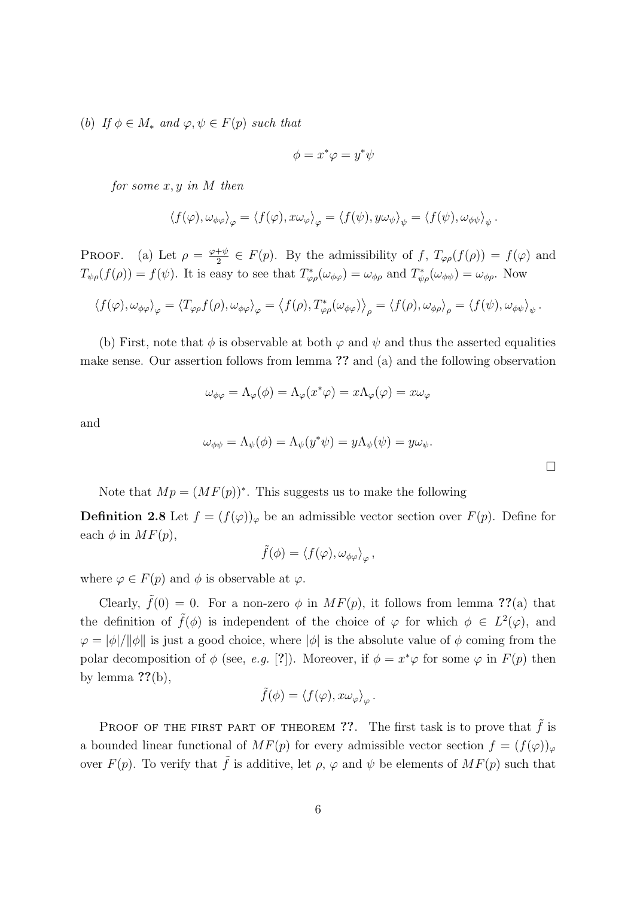(*b*) *If* $\phi \in M_*$ *and* $\varphi, \psi \in F(p)$ *such that*

$$\phi = x^* \varphi = y^* \psi$$

*for some* $x, y$ *in* $M$ *then*

$$\langle f(\varphi), \omega_{\phi\varphi} \rangle_\varphi = \langle f(\varphi), x\omega_\varphi \rangle_\varphi = \langle f(\psi), y\omega_\psi \rangle_\psi = \langle f(\psi), \omega_{\phi\psi} \rangle_\psi .$$

Proof. (a) Let $\rho = \frac{\varphi+\psi}{2} \in F(p)$. By the admissibility of $f$, $T_{\varphi\rho}(f(\rho)) = f(\varphi)$ and $T_{\psi\rho}(f(\rho)) = f(\psi)$. It is easy to see that $T^*_{\varphi\rho}(\omega_{\phi\varphi}) = \omega_{\phi\rho}$ and $T^*_{\psi\rho}(\omega_{\phi\psi}) = \omega_{\phi\rho}$. Now

$$\langle f(\varphi), \omega_{\phi\varphi} \rangle_\varphi = \langle T_{\varphi\rho} f(\rho), \omega_{\phi\varphi} \rangle_\varphi = \left\langle f(\rho), T^*_{\varphi\rho}(\omega_{\phi\varphi}) \right\rangle_\rho = \langle f(\rho), \omega_{\phi\rho} \rangle_\rho = \langle f(\psi), \omega_{\phi\psi} \rangle_\psi .$$

(b) First, note that $\phi$ is observable at both $\varphi$ and $\psi$ and thus the asserted equalities make sense. Our assertion follows from lemma **??** and (a) and the following observation

$$\omega_{\phi\varphi} = \Lambda_\varphi(\phi) = \Lambda_\varphi(x^*\varphi) = x\Lambda_\varphi(\varphi) = x\omega_\varphi$$

and

$$\omega_{\phi\psi} = \Lambda_\psi(\phi) = \Lambda_\psi(y^*\psi) = y\Lambda_\psi(\psi) = y\omega_\psi .$$

□

Note that $Mp = (MF(p))^*$. This suggests us to make the following

**Definition 2.8** Let $f = (f(\varphi))_\varphi$ be an admissible vector section over $F(p)$. Define for each $\phi$ in $MF(p)$,

$$\tilde{f}(\phi) = \langle f(\varphi), \omega_{\phi\varphi} \rangle_\varphi ,$$

where $\varphi \in F(p)$ and $\phi$ is observable at $\varphi$.

Clearly, $\tilde{f}(0) = 0$. For a non-zero $\phi$ in $MF(p)$, it follows from lemma **??**(a) that the definition of $\tilde{f}(\phi)$ is independent of the choice of $\varphi$ for which $\phi \in L^2(\varphi)$, and $\varphi = |\phi|/\|\phi\|$ is just a good choice, where $|\phi|$ is the absolute value of $\phi$ coming from the polar decomposition of $\phi$ (see, *e.g.* [**?**]). Moreover, if $\phi = x^*\varphi$ for some $\varphi$ in $F(p)$ then by lemma **??**(b),

$$\tilde{f}(\phi) = \langle f(\varphi), x\omega_\varphi \rangle_\varphi .$$

Proof of the first part of theorem **??**. The first task is to prove that $\tilde{f}$ is a bounded linear functional of $MF(p)$ for every admissible vector section $f = (f(\varphi))_\varphi$ over $F(p)$. To verify that $\tilde{f}$ is additive, let $\rho$, $\varphi$ and $\psi$ be elements of $MF(p)$ such that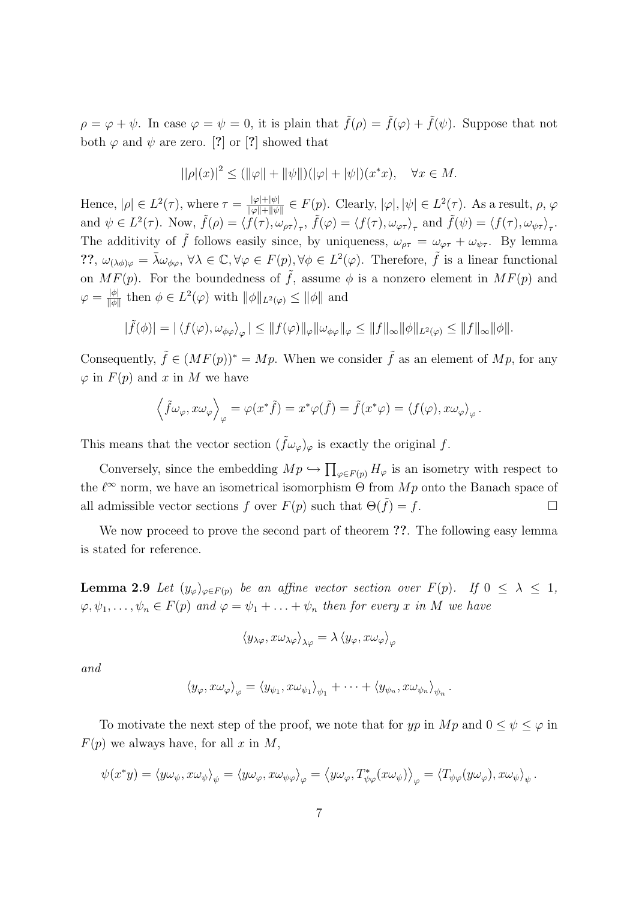$\rho = \varphi + \psi$. In case $\varphi = \psi = 0$, it is plain that $\tilde{f}(\rho) = \tilde{f}(\varphi) + \tilde{f}(\psi)$. Suppose that not both $\varphi$ and $\psi$ are zero. [?] or [?] showed that

$$||\rho|(x)|^2 \leq (\|\varphi\| + \|\psi\|)(|\varphi| + |\psi|)(x^*x), \quad \forall x \in M.$$

Hence, $|\rho| \in L^2(\tau)$, where $\tau = \frac{|\varphi|+|\psi|}{\|\varphi\|+\|\psi\|} \in F(p)$. Clearly, $|\varphi|, |\psi| \in L^2(\tau)$. As a result, $\rho$, $\varphi$ and $\psi \in L^2(\tau)$. Now, $\tilde{f}(\rho) = \langle f(\tau), \omega_{\rho\tau}\rangle_\tau$, $\tilde{f}(\varphi) = \langle f(\tau), \omega_{\varphi\tau}\rangle_\tau$ and $\tilde{f}(\psi) = \langle f(\tau), \omega_{\psi\tau}\rangle_\tau$. The additivity of $\tilde{f}$ follows easily since, by uniqueness, $\omega_{\rho\tau} = \omega_{\varphi\tau} + \omega_{\psi\tau}$. By lemma **??**, $\omega_{(\lambda\phi)\varphi} = \bar{\lambda}\omega_{\phi\varphi}$, $\forall \lambda \in \mathbb{C}, \forall \varphi \in F(p), \forall \phi \in L^2(\varphi)$. Therefore, $\tilde{f}$ is a linear functional on $MF(p)$. For the boundedness of $\tilde{f}$, assume $\phi$ is a nonzero element in $MF(p)$ and $\varphi = \frac{|\phi|}{\|\phi\|}$ then $\phi \in L^2(\varphi)$ with $\|\phi\|_{L^2(\varphi)} \leq \|\phi\|$ and

$$|\tilde{f}(\phi)| = |\langle f(\varphi), \omega_{\phi\varphi}\rangle_\varphi| \leq \|f(\varphi)\|_\varphi \|\omega_{\phi\varphi}\|_\varphi \leq \|f\|_\infty \|\phi\|_{L^2(\varphi)} \leq \|f\|_\infty \|\phi\|.$$

Consequently, $\tilde{f} \in (MF(p))^* = Mp$. When we consider $\tilde{f}$ as an element of $Mp$, for any $\varphi$ in $F(p)$ and $x$ in $M$ we have

$$\left\langle \tilde{f}\omega_\varphi, x\omega_\varphi \right\rangle_\varphi = \varphi(x^*\tilde{f}) = x^*\varphi(\tilde{f}) = \tilde{f}(x^*\varphi) = \langle f(\varphi), x\omega_\varphi\rangle_\varphi.$$

This means that the vector section $(\tilde{f}\omega_\varphi)_\varphi$ is exactly the original $f$.

Conversely, since the embedding $Mp \hookrightarrow \prod_{\varphi \in F(p)} H_\varphi$ is an isometry with respect to the $\ell^\infty$ norm, we have an isometrical isomorphism $\Theta$ from $Mp$ onto the Banach space of all admissible vector sections $f$ over $F(p)$ such that $\Theta(\tilde{f}) = f$. □

We now proceed to prove the second part of theorem **??**. The following easy lemma is stated for reference.

**Lemma 2.9** *Let $(y_\varphi)_{\varphi \in F(p)}$ be an affine vector section over $F(p)$. If $0 \leq \lambda \leq 1$, $\varphi, \psi_1, \ldots, \psi_n \in F(p)$ and $\varphi = \psi_1 + \ldots + \psi_n$ then for every $x$ in $M$ we have*

$$\langle y_{\lambda\varphi}, x\omega_{\lambda\varphi}\rangle_{\lambda\varphi} = \lambda \langle y_\varphi, x\omega_\varphi\rangle_\varphi$$

*and*

$$\langle y_\varphi, x\omega_\varphi\rangle_\varphi = \langle y_{\psi_1}, x\omega_{\psi_1}\rangle_{\psi_1} + \cdots + \langle y_{\psi_n}, x\omega_{\psi_n}\rangle_{\psi_n}.$$

To motivate the next step of the proof, we note that for $yp$ in $Mp$ and $0 \leq \psi \leq \varphi$ in $F(p)$ we always have, for all $x$ in $M$,

$$\psi(x^*y) = \langle y\omega_\psi, x\omega_\psi\rangle_\psi = \langle y\omega_\varphi, x\omega_{\psi\varphi}\rangle_\varphi = \left\langle y\omega_\varphi, T^*_{\psi\varphi}(x\omega_\psi)\right\rangle_\varphi = \langle T_{\psi\varphi}(y\omega_\varphi), x\omega_\psi\rangle_\psi.$$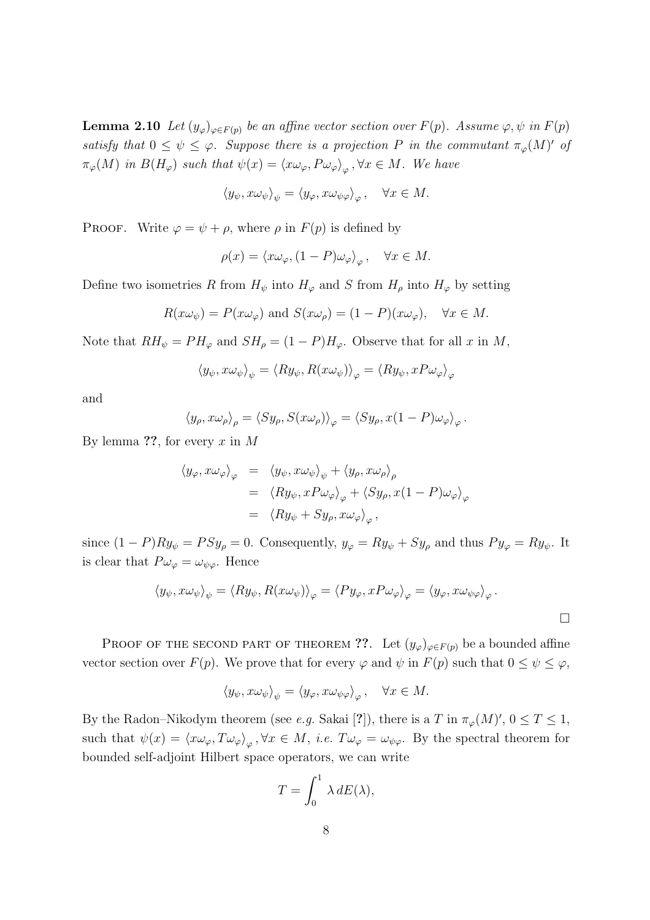**Lemma 2.10** *Let $(y_\varphi)_{\varphi\in F(p)}$ be an affine vector section over $F(p)$. Assume $\varphi, \psi$ in $F(p)$ satisfy that $0 \le \psi \le \varphi$. Suppose there is a projection $P$ in the commutant $\pi_\varphi(M)'$ of $\pi_\varphi(M)$ in $B(H_\varphi)$ such that $\psi(x) = \langle x\omega_\varphi, P\omega_\varphi\rangle_\varphi, \forall x \in M$. We have*

$$\langle y_\psi, x\omega_\psi\rangle_\psi = \langle y_\varphi, x\omega_{\psi\varphi}\rangle_\varphi, \quad \forall x \in M.$$

Proof. Write $\varphi = \psi + \rho$, where $\rho$ in $F(p)$ is defined by

$$\rho(x) = \langle x\omega_\varphi, (1-P)\omega_\varphi\rangle_\varphi, \quad \forall x \in M.$$

Define two isometries $R$ from $H_\psi$ into $H_\varphi$ and $S$ from $H_\rho$ into $H_\varphi$ by setting

$$R(x\omega_\psi) = P(x\omega_\varphi) \text{ and } S(x\omega_\rho) = (1-P)(x\omega_\varphi), \quad \forall x \in M.$$

Note that $RH_\psi = PH_\varphi$ and $SH_\rho = (1-P)H_\varphi$. Observe that for all $x$ in $M$,

$$\langle y_\psi, x\omega_\psi\rangle_\psi = \langle Ry_\psi, R(x\omega_\psi)\rangle_\varphi = \langle Ry_\psi, xP\omega_\varphi\rangle_\varphi$$

and

$$\langle y_\rho, x\omega_\rho\rangle_\rho = \langle Sy_\rho, S(x\omega_\rho)\rangle_\varphi = \langle Sy_\rho, x(1-P)\omega_\varphi\rangle_\varphi.$$

By lemma **??**, for every $x$ in $M$

$$\begin{aligned}
\langle y_\varphi, x\omega_\varphi\rangle_\varphi &= \langle y_\psi, x\omega_\psi\rangle_\psi + \langle y_\rho, x\omega_\rho\rangle_\rho \\
&= \langle Ry_\psi, xP\omega_\varphi\rangle_\varphi + \langle Sy_\rho, x(1-P)\omega_\varphi\rangle_\varphi \\
&= \langle Ry_\psi + Sy_\rho, x\omega_\varphi\rangle_\varphi,
\end{aligned}$$

since $(1-P)Ry_\psi = PSy_\rho = 0$. Consequently, $y_\varphi = Ry_\psi + Sy_\rho$ and thus $Py_\varphi = Ry_\psi$. It is clear that $P\omega_\varphi = \omega_{\psi\varphi}$. Hence

$$\langle y_\psi, x\omega_\psi\rangle_\psi = \langle Ry_\psi, R(x\omega_\psi)\rangle_\varphi = \langle Py_\varphi, xP\omega_\varphi\rangle_\varphi = \langle y_\varphi, x\omega_{\psi\varphi}\rangle_\varphi.$$

□

Proof of the second part of theorem **??**. Let $(y_\varphi)_{\varphi\in F(p)}$ be a bounded affine vector section over $F(p)$. We prove that for every $\varphi$ and $\psi$ in $F(p)$ such that $0 \le \psi \le \varphi$,

$$\langle y_\psi, x\omega_\psi\rangle_\psi = \langle y_\varphi, x\omega_{\psi\varphi}\rangle_\varphi, \quad \forall x \in M.$$

By the Radon–Nikodym theorem (see *e.g.* Sakai [**?**]), there is a $T$ in $\pi_\varphi(M)'$, $0 \le T \le 1$, such that $\psi(x) = \langle x\omega_\varphi, T\omega_\varphi\rangle_\varphi, \forall x \in M$, *i.e.* $T\omega_\varphi = \omega_{\psi\varphi}$. By the spectral theorem for bounded self-adjoint Hilbert space operators, we can write

$$T = \int_0^1 \lambda \, dE(\lambda),$$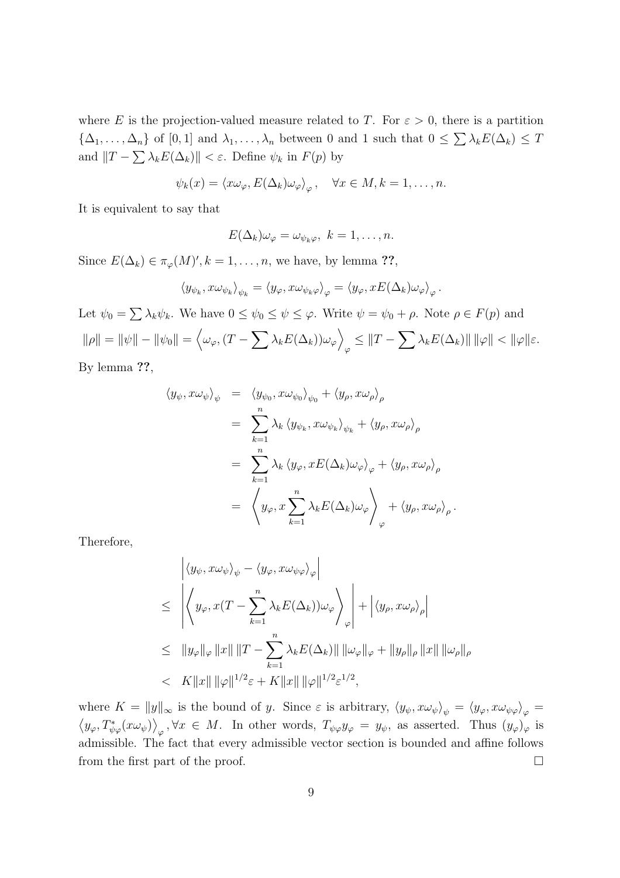where $E$ is the projection-valued measure related to $T$. For $\varepsilon > 0$, there is a partition $\{\Delta_1, \ldots, \Delta_n\}$ of $[0,1]$ and $\lambda_1, \ldots, \lambda_n$ between 0 and 1 such that $0 \leq \sum \lambda_k E(\Delta_k) \leq T$ and $\|T - \sum \lambda_k E(\Delta_k)\| < \varepsilon$. Define $\psi_k$ in $F(p)$ by

$$\psi_k(x) = \langle x\omega_\varphi, E(\Delta_k)\omega_\varphi \rangle_\varphi, \quad \forall x \in M, k = 1, \ldots, n.$$

It is equivalent to say that

$$E(\Delta_k)\omega_\varphi = \omega_{\psi_k \varphi}, \; k = 1, \ldots, n.$$

Since $E(\Delta_k) \in \pi_\varphi(M)', k = 1, \ldots, n$, we have, by lemma **??**,

$$\langle y_{\psi_k}, x\omega_{\psi_k} \rangle_{\psi_k} = \langle y_\varphi, x\omega_{\psi_k \varphi} \rangle_\varphi = \langle y_\varphi, xE(\Delta_k)\omega_\varphi \rangle_\varphi .$$

Let $\psi_0 = \sum \lambda_k \psi_k$. We have $0 \leq \psi_0 \leq \psi \leq \varphi$. Write $\psi = \psi_0 + \rho$. Note $\rho \in F(p)$ and

$$\|\rho\| = \|\psi\| - \|\psi_0\| = \left\langle \omega_\varphi, (T - \sum \lambda_k E(\Delta_k))\omega_\varphi \right\rangle_\varphi \leq \|T - \sum \lambda_k E(\Delta_k)\| \, \|\varphi\| < \|\varphi\|\varepsilon.$$

By lemma **??**,

$$\begin{aligned}
\langle y_\psi, x\omega_\psi \rangle_\psi &= \langle y_{\psi_0}, x\omega_{\psi_0} \rangle_{\psi_0} + \langle y_\rho, x\omega_\rho \rangle_\rho \\
&= \sum_{k=1}^n \lambda_k \langle y_{\psi_k}, x\omega_{\psi_k} \rangle_{\psi_k} + \langle y_\rho, x\omega_\rho \rangle_\rho \\
&= \sum_{k=1}^n \lambda_k \langle y_\varphi, xE(\Delta_k)\omega_\varphi \rangle_\varphi + \langle y_\rho, x\omega_\rho \rangle_\rho \\
&= \left\langle y_\varphi, x\sum_{k=1}^n \lambda_k E(\Delta_k)\omega_\varphi \right\rangle_\varphi + \langle y_\rho, x\omega_\rho \rangle_\rho .
\end{aligned}$$

Therefore,

$$\begin{aligned}
& \left| \langle y_\psi, x\omega_\psi \rangle_\psi - \langle y_\varphi, x\omega_{\psi\varphi} \rangle_\varphi \right| \\
\leq & \left| \left\langle y_\varphi, x(T - \sum_{k=1}^n \lambda_k E(\Delta_k))\omega_\varphi \right\rangle_\varphi \right| + \left| \langle y_\rho, x\omega_\rho \rangle_\rho \right| \\
\leq & \|y_\varphi\|_\varphi \, \|x\| \, \|T - \sum_{k=1}^n \lambda_k E(\Delta_k)\| \, \|\omega_\varphi\|_\varphi + \|y_\rho\|_\rho \, \|x\| \, \|\omega_\rho\|_\rho \\
< & K\|x\| \, \|\varphi\|^{1/2}\varepsilon + K\|x\| \, \|\varphi\|^{1/2}\varepsilon^{1/2},
\end{aligned}$$

where $K = \|y\|_\infty$ is the bound of $y$. Since $\varepsilon$ is arbitrary, $\langle y_\psi, x\omega_\psi \rangle_\psi = \langle y_\varphi, x\omega_{\psi\varphi} \rangle_\varphi = \langle y_\varphi, T^*_{\psi\varphi}(x\omega_\psi) \rangle_\varphi, \forall x \in M$. In other words, $T_{\psi\varphi}y_\varphi = y_\psi$, as asserted. Thus $(y_\varphi)_\varphi$ is admissible. The fact that every admissible vector section is bounded and affine follows from the first part of the proof. □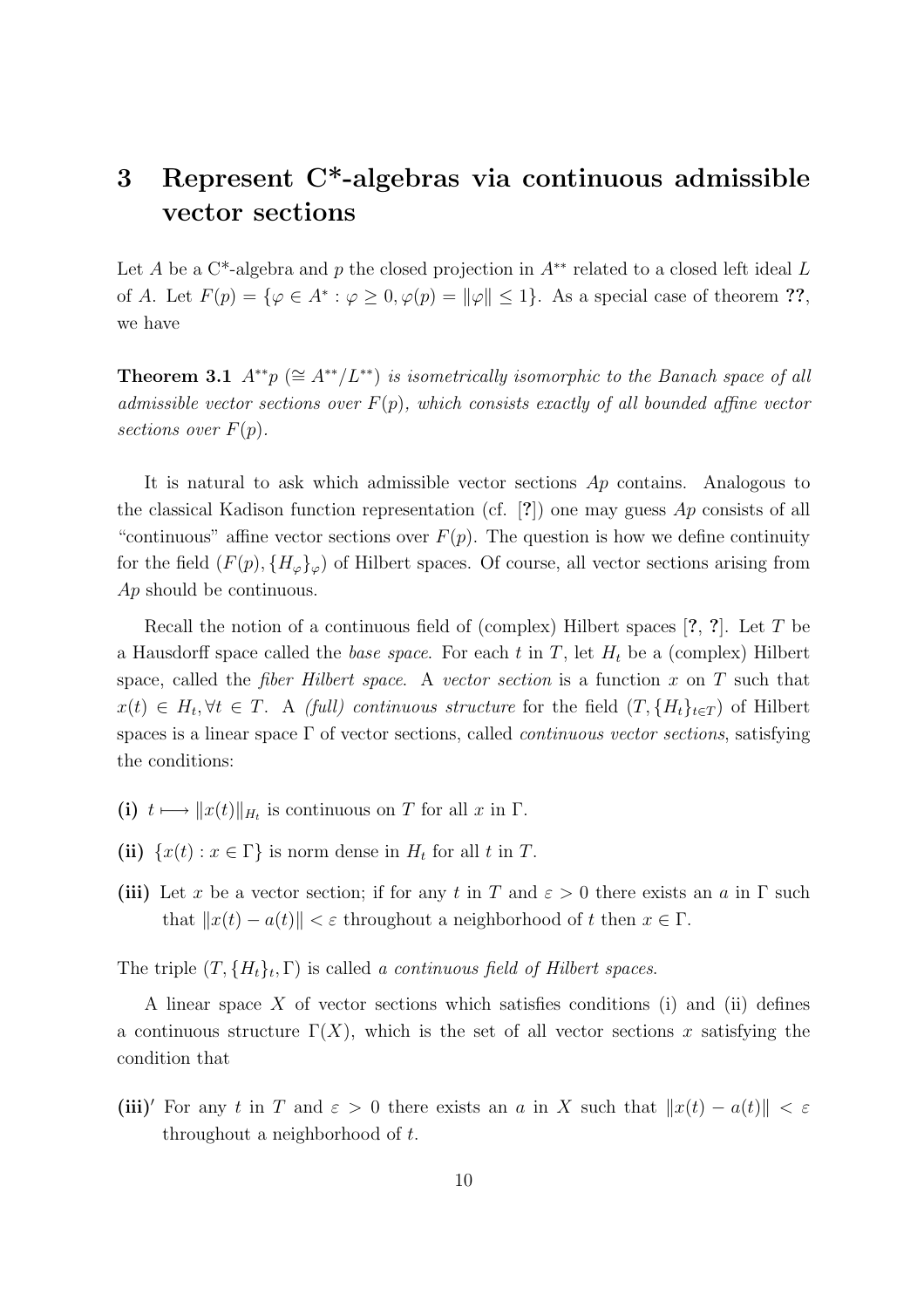# 3 Represent C*-algebras via continuous admissible vector sections

Let $A$ be a C*-algebra and $p$ the closed projection in $A^{**}$ related to a closed left ideal $L$ of $A$. Let $F(p) = \{\varphi \in A^* : \varphi \geq 0, \varphi(p) = \|\varphi\| \leq 1\}$. As a special case of theorem **??**, we have

**Theorem 3.1** *$A^{**}p$ ($\cong A^{**}/L^{**}$) is isometrically isomorphic to the Banach space of all admissible vector sections over $F(p)$, which consists exactly of all bounded affine vector sections over $F(p)$.*

It is natural to ask which admissible vector sections $Ap$ contains. Analogous to the classical Kadison function representation (cf. [**?**]) one may guess $Ap$ consists of all "continuous" affine vector sections over $F(p)$. The question is how we define continuity for the field $(F(p), \{H_\varphi\}_\varphi)$ of Hilbert spaces. Of course, all vector sections arising from $Ap$ should be continuous.

Recall the notion of a continuous field of (complex) Hilbert spaces [**?**, **?**]. Let $T$ be a Hausdorff space called the *base space*. For each $t$ in $T$, let $H_t$ be a (complex) Hilbert space, called the *fiber Hilbert space*. A *vector section* is a function $x$ on $T$ such that $x(t) \in H_t, \forall t \in T$. A *(full) continuous structure* for the field $(T, \{H_t\}_{t \in T})$ of Hilbert spaces is a linear space $\Gamma$ of vector sections, called *continuous vector sections*, satisfying the conditions:

**(i)** $t \longmapsto \|x(t)\|_{H_t}$ is continuous on $T$ for all $x$ in $\Gamma$.

**(ii)** $\{x(t) : x \in \Gamma\}$ is norm dense in $H_t$ for all $t$ in $T$.

**(iii)** Let $x$ be a vector section; if for any $t$ in $T$ and $\varepsilon > 0$ there exists an $a$ in $\Gamma$ such that $\|x(t) - a(t)\| < \varepsilon$ throughout a neighborhood of $t$ then $x \in \Gamma$.

The triple $(T, \{H_t\}_t, \Gamma)$ is called *a continuous field of Hilbert spaces.*

A linear space $X$ of vector sections which satisfies conditions (i) and (ii) defines a continuous structure $\Gamma(X)$, which is the set of all vector sections $x$ satisfying the condition that

**(iii)$'$** For any $t$ in $T$ and $\varepsilon > 0$ there exists an $a$ in $X$ such that $\|x(t) - a(t)\| < \varepsilon$ throughout a neighborhood of $t$.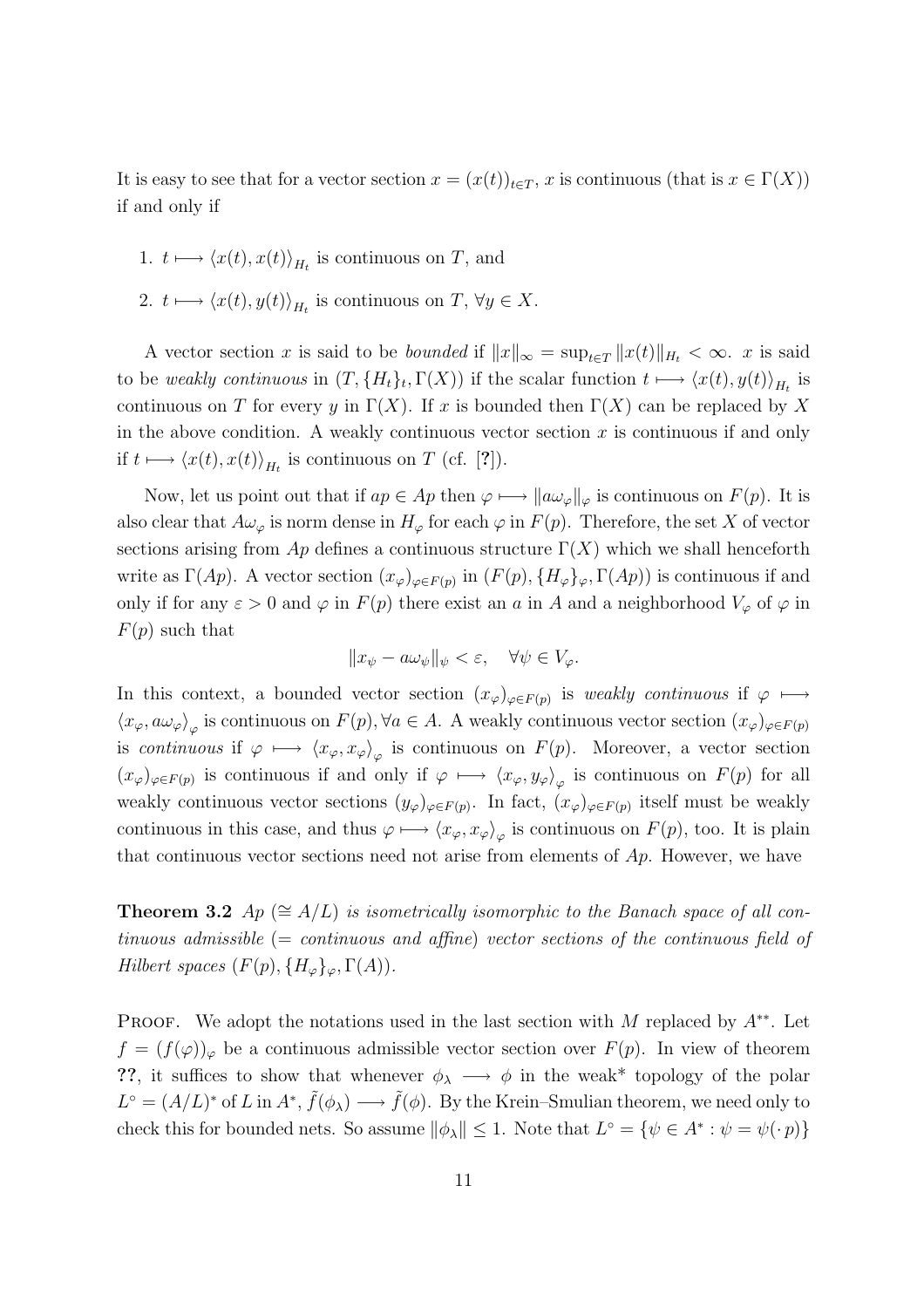It is easy to see that for a vector section $x = (x(t))_{t \in T}$, $x$ is continuous (that is $x \in \Gamma(X)$) if and only if

1. $t \longmapsto \langle x(t), x(t) \rangle_{H_t}$ is continuous on $T$, and
2. $t \longmapsto \langle x(t), y(t) \rangle_{H_t}$ is continuous on $T$, $\forall y \in X$.

A vector section $x$ is said to be *bounded* if $\|x\|_\infty = \sup_{t \in T} \|x(t)\|_{H_t} < \infty$. $x$ is said to be *weakly continuous* in $(T, \{H_t\}_t, \Gamma(X))$ if the scalar function $t \longmapsto \langle x(t), y(t) \rangle_{H_t}$ is continuous on $T$ for every $y$ in $\Gamma(X)$. If $x$ is bounded then $\Gamma(X)$ can be replaced by $X$ in the above condition. A weakly continuous vector section $x$ is continuous if and only if $t \longmapsto \langle x(t), x(t) \rangle_{H_t}$ is continuous on $T$ (cf. [?]).

Now, let us point out that if $ap \in Ap$ then $\varphi \longmapsto \|a\omega_\varphi\|_\varphi$ is continuous on $F(p)$. It is also clear that $A\omega_\varphi$ is norm dense in $H_\varphi$ for each $\varphi$ in $F(p)$. Therefore, the set $X$ of vector sections arising from $Ap$ defines a continuous structure $\Gamma(X)$ which we shall henceforth write as $\Gamma(Ap)$. A vector section $(x_\varphi)_{\varphi \in F(p)}$ in $(F(p), \{H_\varphi\}_\varphi, \Gamma(Ap))$ is continuous if and only if for any $\varepsilon > 0$ and $\varphi$ in $F(p)$ there exist an $a$ in $A$ and a neighborhood $V_\varphi$ of $\varphi$ in $F(p)$ such that

$$\|x_\psi - a\omega_\psi\|_\psi < \varepsilon, \quad \forall \psi \in V_\varphi.$$

In this context, a bounded vector section $(x_\varphi)_{\varphi \in F(p)}$ is *weakly continuous* if $\varphi \longmapsto \langle x_\varphi, a\omega_\varphi \rangle_\varphi$ is continuous on $F(p), \forall a \in A$. A weakly continuous vector section $(x_\varphi)_{\varphi \in F(p)}$ is *continuous* if $\varphi \longmapsto \langle x_\varphi, x_\varphi \rangle_\varphi$ is continuous on $F(p)$. Moreover, a vector section $(x_\varphi)_{\varphi \in F(p)}$ is continuous if and only if $\varphi \longmapsto \langle x_\varphi, y_\varphi \rangle_\varphi$ is continuous on $F(p)$ for all weakly continuous vector sections $(y_\varphi)_{\varphi \in F(p)}$. In fact, $(x_\varphi)_{\varphi \in F(p)}$ itself must be weakly continuous in this case, and thus $\varphi \longmapsto \langle x_\varphi, x_\varphi \rangle_\varphi$ is continuous on $F(p)$, too. It is plain that continuous vector sections need not arise from elements of $Ap$. However, we have

**Theorem 3.2** *$Ap$ ($\cong A/L$) is isometrically isomorphic to the Banach space of all continuous admissible (= continuous and affine) vector sections of the continuous field of Hilbert spaces $(F(p), \{H_\varphi\}_\varphi, \Gamma(A))$.*

Proof. We adopt the notations used in the last section with $M$ replaced by $A^{**}$. Let $f = (f(\varphi))_\varphi$ be a continuous admissible vector section over $F(p)$. In view of theorem **??**, it suffices to show that whenever $\phi_\lambda \longrightarrow \phi$ in the weak* topology of the polar $L^\circ = (A/L)^*$ of $L$ in $A^*$, $\tilde{f}(\phi_\lambda) \longrightarrow \tilde{f}(\phi)$. By the Krein–Smulian theorem, we need only to check this for bounded nets. So assume $\|\phi_\lambda\| \le 1$. Note that $L^\circ = \{\psi \in A^* : \psi = \psi(\cdot\, p)\}$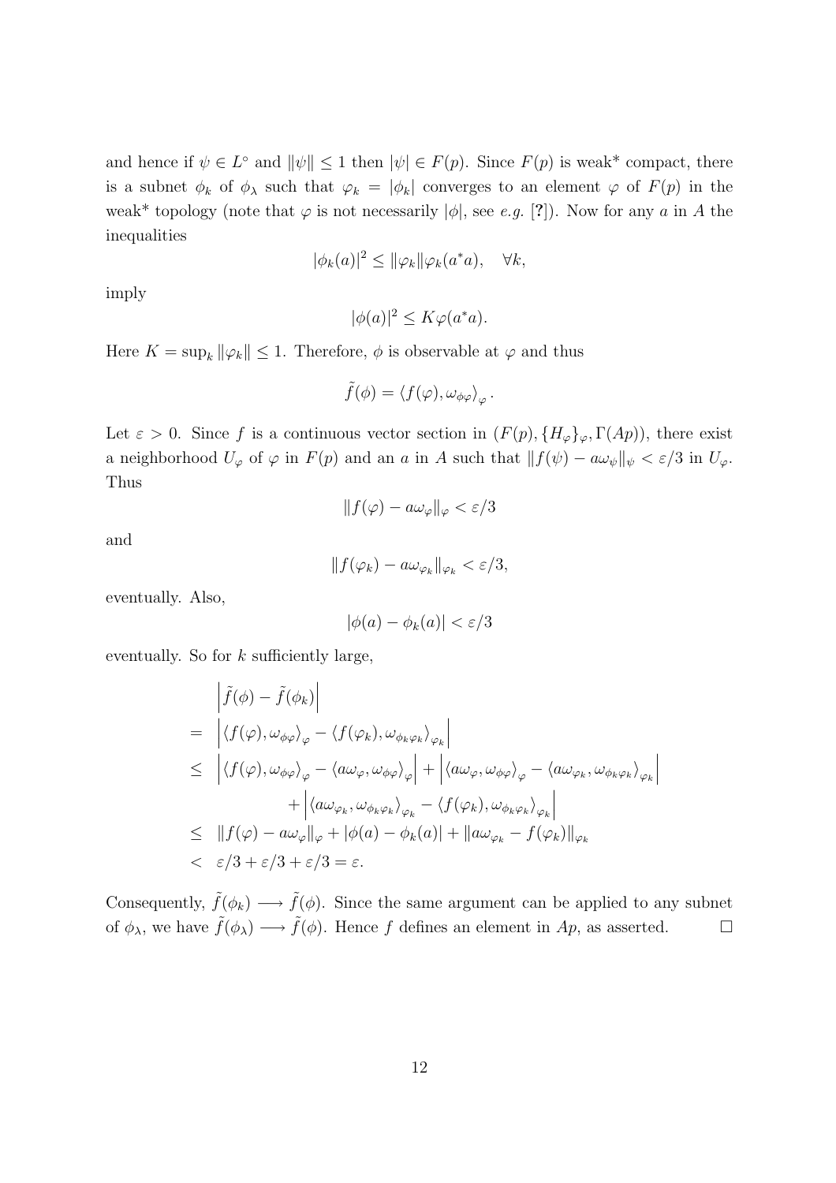and hence if $\psi \in L^\circ$ and $\|\psi\| \leq 1$ then $|\psi| \in F(p)$. Since $F(p)$ is weak* compact, there is a subnet $\phi_k$ of $\phi_\lambda$ such that $\varphi_k = |\phi_k|$ converges to an element $\varphi$ of $F(p)$ in the weak* topology (note that $\varphi$ is not necessarily $|\phi|$, see *e.g.* [?]). Now for any $a$ in $A$ the inequalities

$$|\phi_k(a)|^2 \leq \|\varphi_k\| \varphi_k(a^*a), \quad \forall k,$$

imply

$$|\phi(a)|^2 \leq K\varphi(a^*a).$$

Here $K = \sup_k \|\varphi_k\| \leq 1$. Therefore, $\phi$ is observable at $\varphi$ and thus

$$\tilde{f}(\phi) = \langle f(\varphi), \omega_{\phi\varphi} \rangle_\varphi .$$

Let $\varepsilon > 0$. Since $f$ is a continuous vector section in $(F(p), \{H_\varphi\}_\varphi, \Gamma(Ap))$, there exist a neighborhood $U_\varphi$ of $\varphi$ in $F(p)$ and an $a$ in $A$ such that $\|f(\psi) - a\omega_\psi\|_\psi < \varepsilon/3$ in $U_\varphi$. Thus

$$\|f(\varphi) - a\omega_\varphi\|_\varphi < \varepsilon/3$$

and

$$\|f(\varphi_k) - a\omega_{\varphi_k}\|_{\varphi_k} < \varepsilon/3,$$

eventually. Also,

$$|\phi(a) - \phi_k(a)| < \varepsilon/3$$

eventually. So for $k$ sufficiently large,

$$\begin{aligned}
& \left|\tilde{f}(\phi) - \tilde{f}(\phi_k)\right| \\
= & \left|\langle f(\varphi), \omega_{\phi\varphi} \rangle_\varphi - \langle f(\varphi_k), \omega_{\phi_k\varphi_k} \rangle_{\varphi_k}\right| \\
\leq & \left|\langle f(\varphi), \omega_{\phi\varphi} \rangle_\varphi - \langle a\omega_\varphi, \omega_{\phi\varphi} \rangle_\varphi\right| + \left|\langle a\omega_\varphi, \omega_{\phi\varphi} \rangle_\varphi - \langle a\omega_{\varphi_k}, \omega_{\phi_k\varphi_k} \rangle_{\varphi_k}\right| \\
& \quad + \left|\langle a\omega_{\varphi_k}, \omega_{\phi_k\varphi_k} \rangle_{\varphi_k} - \langle f(\varphi_k), \omega_{\phi_k\varphi_k} \rangle_{\varphi_k}\right| \\
\leq & \|f(\varphi) - a\omega_\varphi\|_\varphi + |\phi(a) - \phi_k(a)| + \|a\omega_{\varphi_k} - f(\varphi_k)\|_{\varphi_k} \\
< & \varepsilon/3 + \varepsilon/3 + \varepsilon/3 = \varepsilon.
\end{aligned}$$

Consequently, $\tilde{f}(\phi_k) \longrightarrow \tilde{f}(\phi)$. Since the same argument can be applied to any subnet of $\phi_\lambda$, we have $\tilde{f}(\phi_\lambda) \longrightarrow \tilde{f}(\phi)$. Hence $f$ defines an element in $Ap$, as asserted. $\square$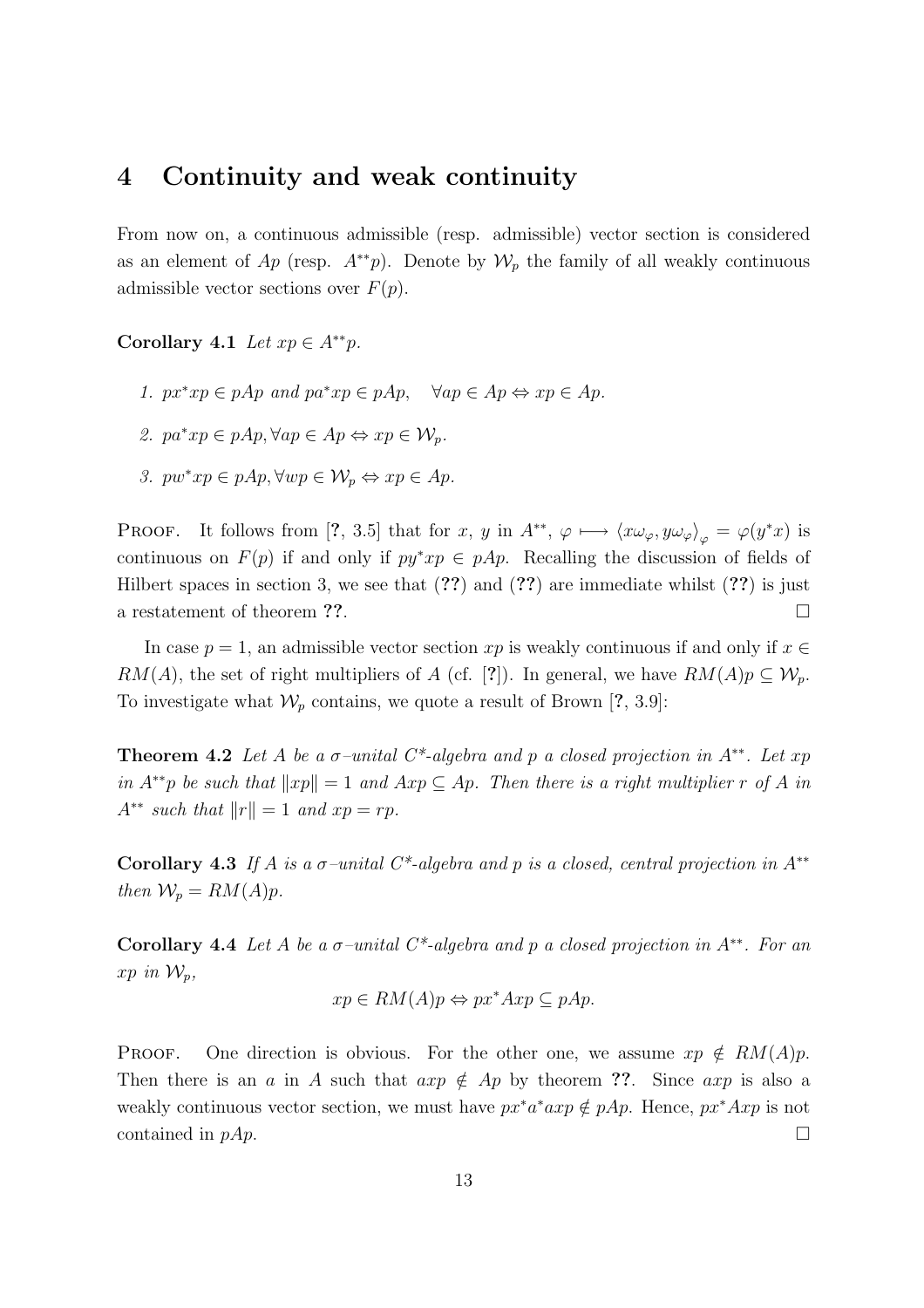## 4 Continuity and weak continuity

From now on, a continuous admissible (resp. admissible) vector section is considered as an element of $Ap$ (resp. $A^{**}p$). Denote by $\mathcal{W}_p$ the family of all weakly continuous admissible vector sections over $F(p)$.

**Corollary 4.1** *Let $xp \in A^{**}p$.*

1. *$px^*xp \in pAp$ and $pa^*xp \in pAp, \quad \forall ap \in Ap \Leftrightarrow xp \in Ap$.*
2. *$pa^*xp \in pAp, \forall ap \in Ap \Leftrightarrow xp \in \mathcal{W}_p$.*
3. *$pw^*xp \in pAp, \forall wp \in \mathcal{W}_p \Leftrightarrow xp \in Ap$.*

Proof. It follows from [?, 3.5] that for $x$, $y$ in $A^{**}$, $\varphi \longmapsto \langle x\omega_\varphi, y\omega_\varphi \rangle_\varphi = \varphi(y^*x)$ is continuous on $F(p)$ if and only if $py^*xp \in pAp$. Recalling the discussion of fields of Hilbert spaces in section 3, we see that (??) and (??) are immediate whilst (??) is just a restatement of theorem ??. □

In case $p = 1$, an admissible vector section $xp$ is weakly continuous if and only if $x \in RM(A)$, the set of right multipliers of $A$ (cf. [?]). In general, we have $RM(A)p \subseteq \mathcal{W}_p$. To investigate what $\mathcal{W}_p$ contains, we quote a result of Brown [?, 3.9]:

**Theorem 4.2** *Let $A$ be a $\sigma$–unital $C^*$-algebra and $p$ a closed projection in $A^{**}$. Let $xp$ in $A^{**}p$ be such that $\|xp\| = 1$ and $Axp \subseteq Ap$. Then there is a right multiplier $r$ of $A$ in $A^{**}$ such that $\|r\| = 1$ and $xp = rp$.*

**Corollary 4.3** *If $A$ is a $\sigma$–unital $C^*$-algebra and $p$ is a closed, central projection in $A^{**}$ then $\mathcal{W}_p = RM(A)p$.*

**Corollary 4.4** *Let $A$ be a $\sigma$–unital $C^*$-algebra and $p$ a closed projection in $A^{**}$. For an $xp$ in $\mathcal{W}_p$,*

$$xp \in RM(A)p \Leftrightarrow px^*Axp \subseteq pAp.$$

Proof. One direction is obvious. For the other one, we assume $xp \notin RM(A)p$. Then there is an $a$ in $A$ such that $axp \notin Ap$ by theorem ??. Since $axp$ is also a weakly continuous vector section, we must have $px^*a^*axp \notin pAp$. Hence, $px^*Axp$ is not contained in $pAp$. □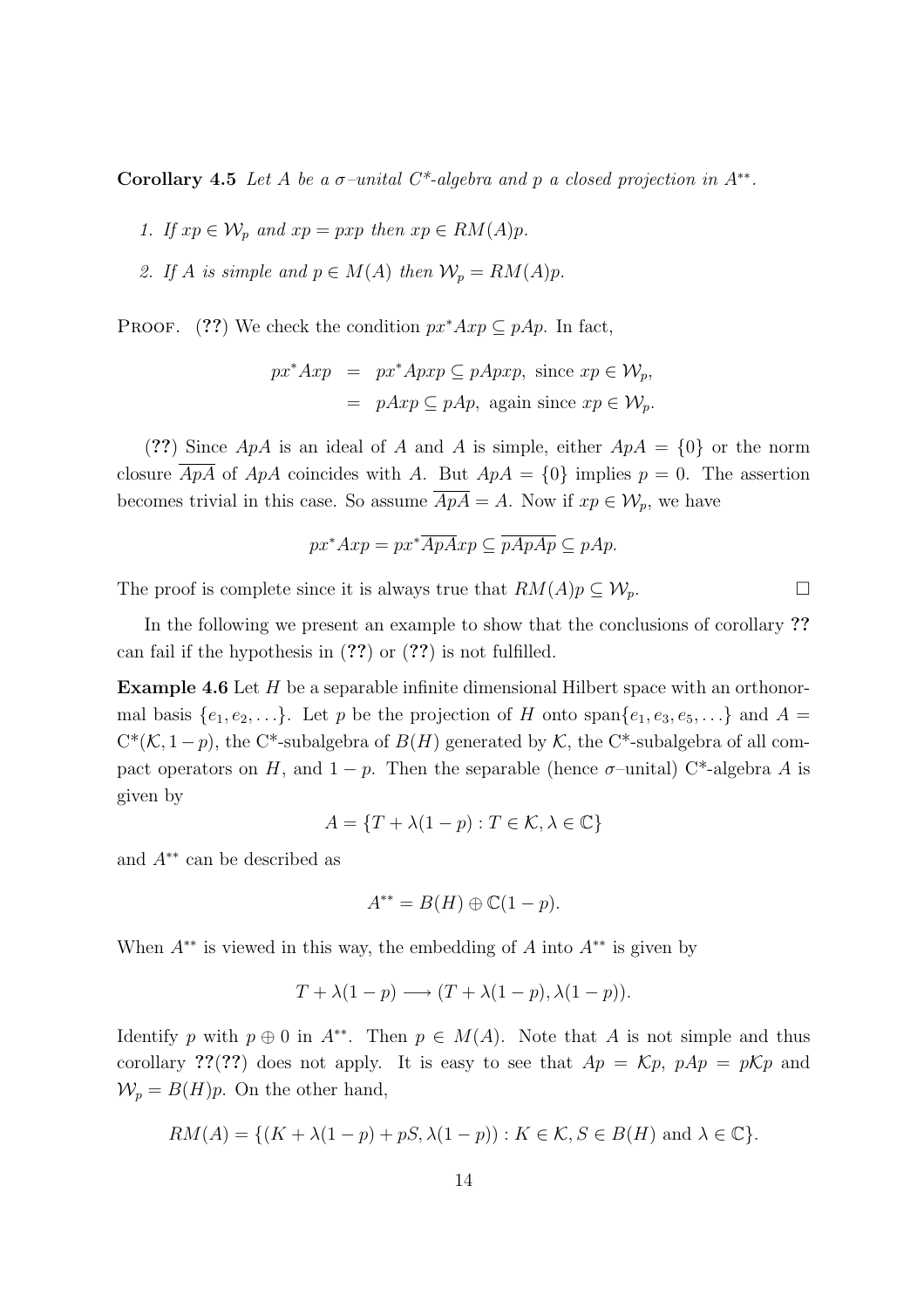**Corollary 4.5** *Let $A$ be a $\sigma$–unital C\*-algebra and $p$ a closed projection in $A^{**}$.*

1. *If $xp \in \mathcal{W}_p$ and $xp = pxp$ then $xp \in RM(A)p$.*
2. *If $A$ is simple and $p \in M(A)$ then $\mathcal{W}_p = RM(A)p$.*

PROOF. (**??**) We check the condition $px^*Axp \subseteq pAp$. In fact,

$$\begin{aligned} px^*Axp &= px^*Apxp \subseteq pApxp, \text{ since } xp \in \mathcal{W}_p, \\ &= pAxp \subseteq pAp, \text{ again since } xp \in \mathcal{W}_p. \end{aligned}$$

(**??**) Since $ApA$ is an ideal of $A$ and $A$ is simple, either $ApA = \{0\}$ or the norm closure $\overline{ApA}$ of $ApA$ coincides with $A$. But $ApA = \{0\}$ implies $p = 0$. The assertion becomes trivial in this case. So assume $\overline{ApA} = A$. Now if $xp \in \mathcal{W}_p$, we have

$$px^*Axp = px^*\overline{ApA}xp \subseteq \overline{pApAp} \subseteq pAp.$$

The proof is complete since it is always true that $RM(A)p \subseteq \mathcal{W}_p$. $\square$

In the following we present an example to show that the conclusions of corollary **??** can fail if the hypothesis in (**??**) or (**??**) is not fulfilled.

**Example 4.6** Let $H$ be a separable infinite dimensional Hilbert space with an orthonormal basis $\{e_1, e_2, \ldots\}$. Let $p$ be the projection of $H$ onto $\text{span}\{e_1, e_3, e_5, \ldots\}$ and $A = C^*(\mathcal{K}, 1-p)$, the C\*-subalgebra of $B(H)$ generated by $\mathcal{K}$, the C\*-subalgebra of all compact operators on $H$, and $1-p$. Then the separable (hence $\sigma$–unital) C\*-algebra $A$ is given by

$$A = \{T + \lambda(1-p) : T \in \mathcal{K}, \lambda \in \mathbb{C}\}$$

and $A^{**}$ can be described as

$$A^{**} = B(H) \oplus \mathbb{C}(1-p).$$

When $A^{**}$ is viewed in this way, the embedding of $A$ into $A^{**}$ is given by

$$T + \lambda(1-p) \longrightarrow (T + \lambda(1-p), \lambda(1-p)).$$

Identify $p$ with $p \oplus 0$ in $A^{**}$. Then $p \in M(A)$. Note that $A$ is not simple and thus corollary **??**(**??**) does not apply. It is easy to see that $Ap = \mathcal{K}p$, $pAp = p\mathcal{K}p$ and $\mathcal{W}_p = B(H)p$. On the other hand,

$$RM(A) = \{(K + \lambda(1-p) + pS, \lambda(1-p)) : K \in \mathcal{K}, S \in B(H) \text{ and } \lambda \in \mathbb{C}\}.$$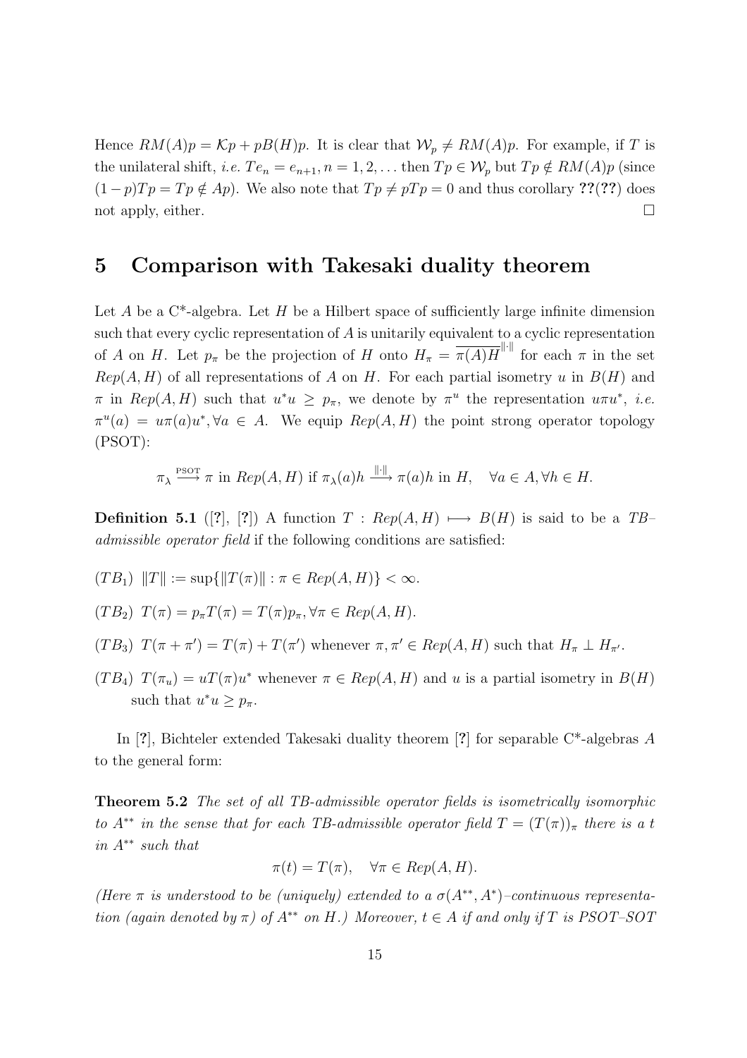Hence $RM(A)p = \mathcal{K}p + pB(H)p$. It is clear that $\mathcal{W}_p \neq RM(A)p$. For example, if $T$ is the unilateral shift, *i.e.* $Te_n = e_{n+1}, n = 1, 2, \ldots$ then $Tp \in \mathcal{W}_p$ but $Tp \notin RM(A)p$ (since $(1-p)Tp = Tp \notin Ap$). We also note that $Tp \neq pTp = 0$ and thus corollary **??**(**??**) does not apply, either. $\square$

## 5 Comparison with Takesaki duality theorem

Let $A$ be a C\*-algebra. Let $H$ be a Hilbert space of sufficiently large infinite dimension such that every cyclic representation of $A$ is unitarily equivalent to a cyclic representation of $A$ on $H$. Let $p_\pi$ be the projection of $H$ onto $H_\pi = \overline{\pi(A)H}^{\|\cdot\|}$ for each $\pi$ in the set $Rep(A, H)$ of all representations of $A$ on $H$. For each partial isometry $u$ in $B(H)$ and $\pi$ in $Rep(A, H)$ such that $u^*u \geq p_\pi$, we denote by $\pi^u$ the representation $u\pi u^*$, *i.e.* $\pi^u(a) = u\pi(a)u^*, \forall a \in A$. We equip $Rep(A, H)$ the point strong operator topology (PSOT):

$$\pi_\lambda \xrightarrow{\text{PSOT}} \pi \text{ in } Rep(A, H) \text{ if } \pi_\lambda(a)h \xrightarrow{\|\cdot\|} \pi(a)h \text{ in } H, \quad \forall a \in A, \forall h \in H.$$

**Definition 5.1** ([**?**], [**?**]) A function $T : Rep(A, H) \longmapsto B(H)$ is said to be a *TB–admissible operator field* if the following conditions are satisfied:

$(TB_1)$ $\|T\| := \sup\{\|T(\pi)\| : \pi \in Rep(A, H)\} < \infty$.

$(TB_2)$ $T(\pi) = p_\pi T(\pi) = T(\pi)p_\pi, \forall \pi \in Rep(A, H)$.

$(TB_3)$ $T(\pi + \pi') = T(\pi) + T(\pi')$ whenever $\pi, \pi' \in Rep(A, H)$ such that $H_\pi \perp H_{\pi'}$.

$(TB_4)$ $T(\pi_u) = uT(\pi)u^*$ whenever $\pi \in Rep(A, H)$ and $u$ is a partial isometry in $B(H)$ such that $u^*u \geq p_\pi$.

In [**?**], Bichteler extended Takesaki duality theorem [**?**] for separable C\*-algebras $A$ to the general form:

**Theorem 5.2** *The set of all TB-admissible operator fields is isometrically isomorphic to $A^{**}$ in the sense that for each TB-admissible operator field $T = (T(\pi))_\pi$ there is a $t$ in $A^{**}$ such that*

$$\pi(t) = T(\pi), \quad \forall \pi \in Rep(A, H).$$

*(Here $\pi$ is understood to be (uniquely) extended to a $\sigma(A^{**}, A^*)$–continuous representation (again denoted by $\pi$) of $A^{**}$ on $H$.) Moreover, $t \in A$ if and only if $T$ is PSOT–SOT*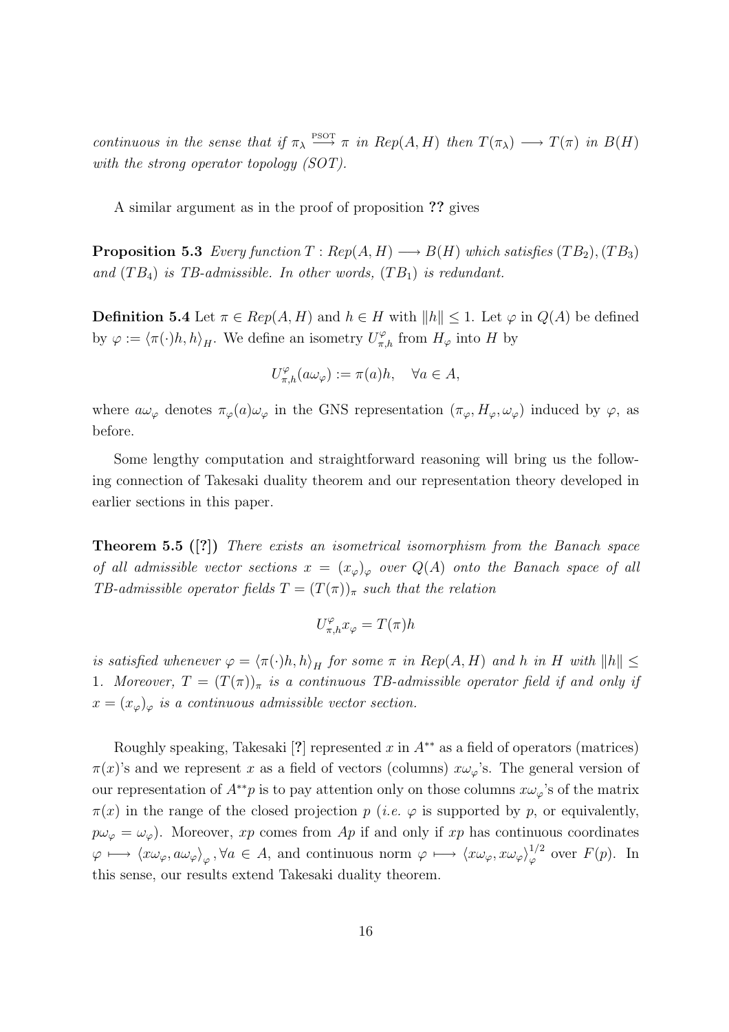*continuous in the sense that if $\pi_\lambda \overset{\text{PSOT}}{\longrightarrow} \pi$ in $Rep(A,H)$ then $T(\pi_\lambda) \longrightarrow T(\pi)$ in $B(H)$ with the strong operator topology (SOT).*

A similar argument as in the proof of proposition **??** gives

**Proposition 5.3** *Every function $T : Rep(A,H) \longrightarrow B(H)$ which satisfies $(TB_2), (TB_3)$ and $(TB_4)$ is TB-admissible. In other words, $(TB_1)$ is redundant.*

**Definition 5.4** Let $\pi \in Rep(A,H)$ and $h \in H$ with $\|h\| \leq 1$. Let $\varphi$ in $Q(A)$ be defined by $\varphi := \langle \pi(\cdot)h, h\rangle_H$. We define an isometry $U^\varphi_{\pi,h}$ from $H_\varphi$ into $H$ by

$$U^\varphi_{\pi,h}(a\omega_\varphi) := \pi(a)h, \quad \forall a \in A,$$

where $a\omega_\varphi$ denotes $\pi_\varphi(a)\omega_\varphi$ in the GNS representation $(\pi_\varphi, H_\varphi, \omega_\varphi)$ induced by $\varphi$, as before.

Some lengthy computation and straightforward reasoning will bring us the following connection of Takesaki duality theorem and our representation theory developed in earlier sections in this paper.

**Theorem 5.5 ([?])** *There exists an isometrical isomorphism from the Banach space of all admissible vector sections $x = (x_\varphi)_\varphi$ over $Q(A)$ onto the Banach space of all TB-admissible operator fields $T = (T(\pi))_\pi$ such that the relation*

$$U^\varphi_{\pi,h} x_\varphi = T(\pi)h$$

*is satisfied whenever $\varphi = \langle \pi(\cdot)h, h\rangle_H$ for some $\pi$ in $Rep(A,H)$ and $h$ in $H$ with $\|h\| \leq 1$. Moreover, $T = (T(\pi))_\pi$ is a continuous TB-admissible operator field if and only if $x = (x_\varphi)_\varphi$ is a continuous admissible vector section.*

Roughly speaking, Takesaki [?] represented $x$ in $A^{**}$ as a field of operators (matrices) $\pi(x)$'s and we represent $x$ as a field of vectors (columns) $x\omega_\varphi$'s. The general version of our representation of $A^{**}p$ is to pay attention only on those columns $x\omega_\varphi$'s of the matrix $\pi(x)$ in the range of the closed projection $p$ (*i.e.* $\varphi$ is supported by $p$, or equivalently, $p\omega_\varphi = \omega_\varphi$). Moreover, $xp$ comes from $Ap$ if and only if $xp$ has continuous coordinates $\varphi \longmapsto \langle x\omega_\varphi, a\omega_\varphi\rangle_\varphi, \forall a \in A$, and continuous norm $\varphi \longmapsto \langle x\omega_\varphi, x\omega_\varphi\rangle_\varphi^{1/2}$ over $F(p)$. In this sense, our results extend Takesaki duality theorem.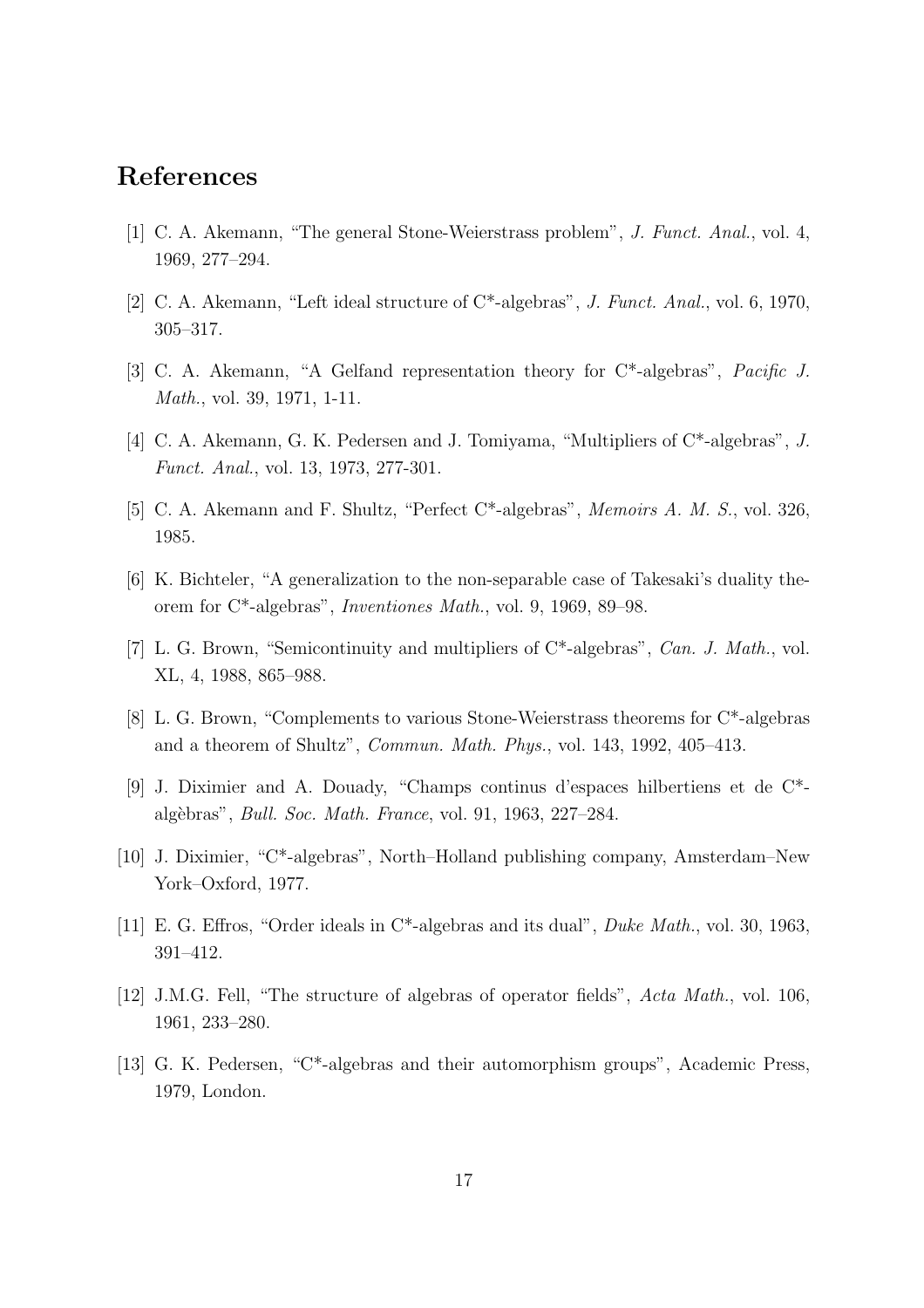# References

[1] C. A. Akemann, "The general Stone-Weierstrass problem", *J. Funct. Anal.*, vol. 4, 1969, 277–294.

[2] C. A. Akemann, "Left ideal structure of C*-algebras", *J. Funct. Anal.*, vol. 6, 1970, 305–317.

[3] C. A. Akemann, "A Gelfand representation theory for C*-algebras", *Pacific J. Math.*, vol. 39, 1971, 1-11.

[4] C. A. Akemann, G. K. Pedersen and J. Tomiyama, "Multipliers of C*-algebras", *J. Funct. Anal.*, vol. 13, 1973, 277-301.

[5] C. A. Akemann and F. Shultz, "Perfect C*-algebras", *Memoirs A. M. S.*, vol. 326, 1985.

[6] K. Bichteler, "A generalization to the non-separable case of Takesaki's duality theorem for C*-algebras", *Inventiones Math.*, vol. 9, 1969, 89–98.

[7] L. G. Brown, "Semicontinuity and multipliers of C*-algebras", *Can. J. Math.*, vol. XL, 4, 1988, 865–988.

[8] L. G. Brown, "Complements to various Stone-Weierstrass theorems for C*-algebras and a theorem of Shultz", *Commun. Math. Phys.*, vol. 143, 1992, 405–413.

[9] J. Diximier and A. Douady, "Champs continus d'espaces hilbertiens et de C*-algèbras", *Bull. Soc. Math. France*, vol. 91, 1963, 227–284.

[10] J. Diximier, "C*-algebras", North–Holland publishing company, Amsterdam–New York–Oxford, 1977.

[11] E. G. Effros, "Order ideals in C*-algebras and its dual", *Duke Math.*, vol. 30, 1963, 391–412.

[12] J.M.G. Fell, "The structure of algebras of operator fields", *Acta Math.*, vol. 106, 1961, 233–280.

[13] G. K. Pedersen, "C*-algebras and their automorphism groups", Academic Press, 1979, London.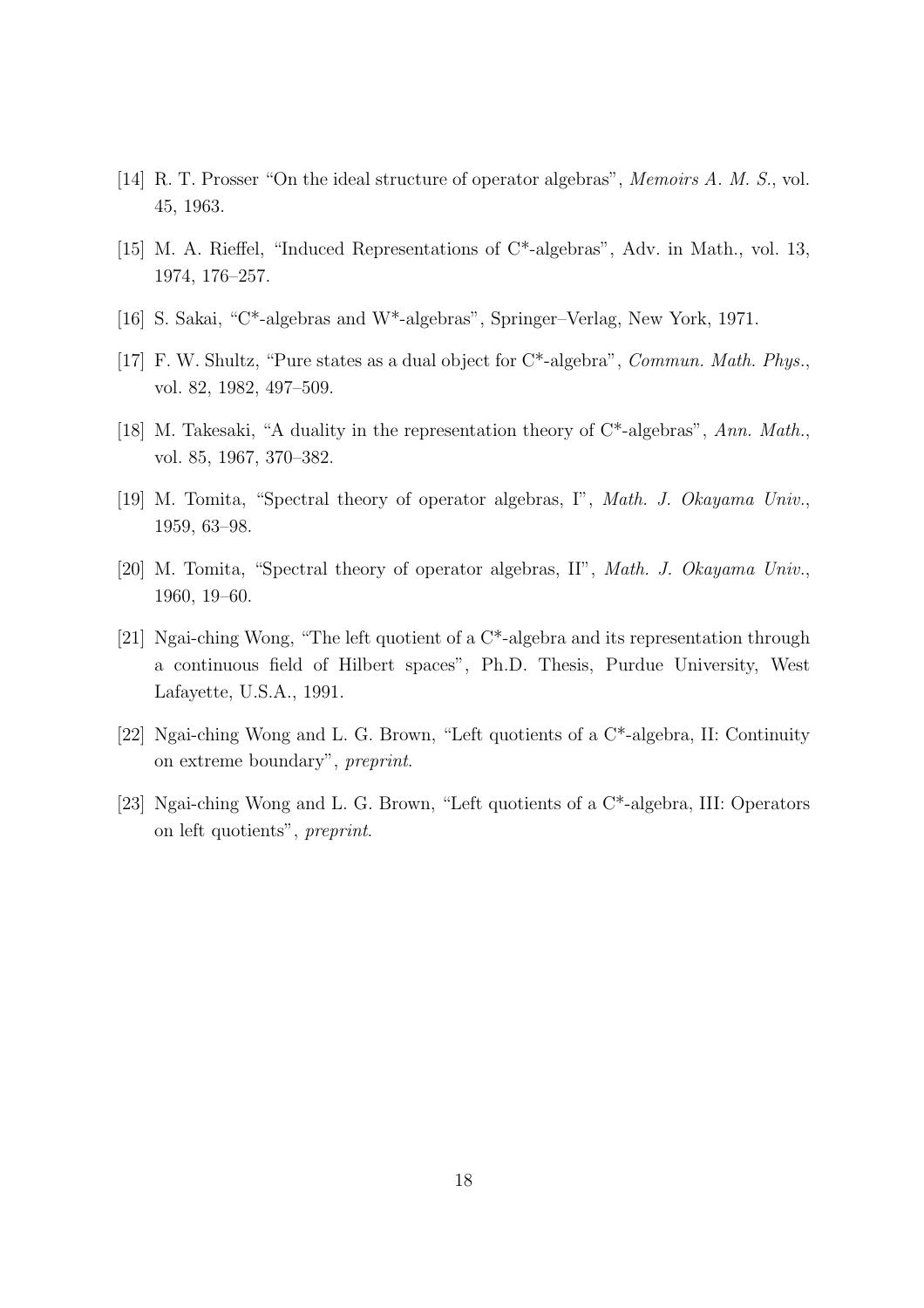[14] R. T. Prosser "On the ideal structure of operator algebras", *Memoirs A. M. S.*, vol. 45, 1963.

[15] M. A. Rieffel, "Induced Representations of C*-algebras", Adv. in Math., vol. 13, 1974, 176–257.

[16] S. Sakai, "C*-algebras and W*-algebras", Springer–Verlag, New York, 1971.

[17] F. W. Shultz, "Pure states as a dual object for C*-algebra", *Commun. Math. Phys.*, vol. 82, 1982, 497–509.

[18] M. Takesaki, "A duality in the representation theory of C*-algebras", *Ann. Math.*, vol. 85, 1967, 370–382.

[19] M. Tomita, "Spectral theory of operator algebras, I", *Math. J. Okayama Univ.*, 1959, 63–98.

[20] M. Tomita, "Spectral theory of operator algebras, II", *Math. J. Okayama Univ.*, 1960, 19–60.

[21] Ngai-ching Wong, "The left quotient of a C*-algebra and its representation through a continuous field of Hilbert spaces", Ph.D. Thesis, Purdue University, West Lafayette, U.S.A., 1991.

[22] Ngai-ching Wong and L. G. Brown, "Left quotients of a C*-algebra, II: Continuity on extreme boundary", *preprint*.

[23] Ngai-ching Wong and L. G. Brown, "Left quotients of a C*-algebra, III: Operators on left quotients", *preprint*.